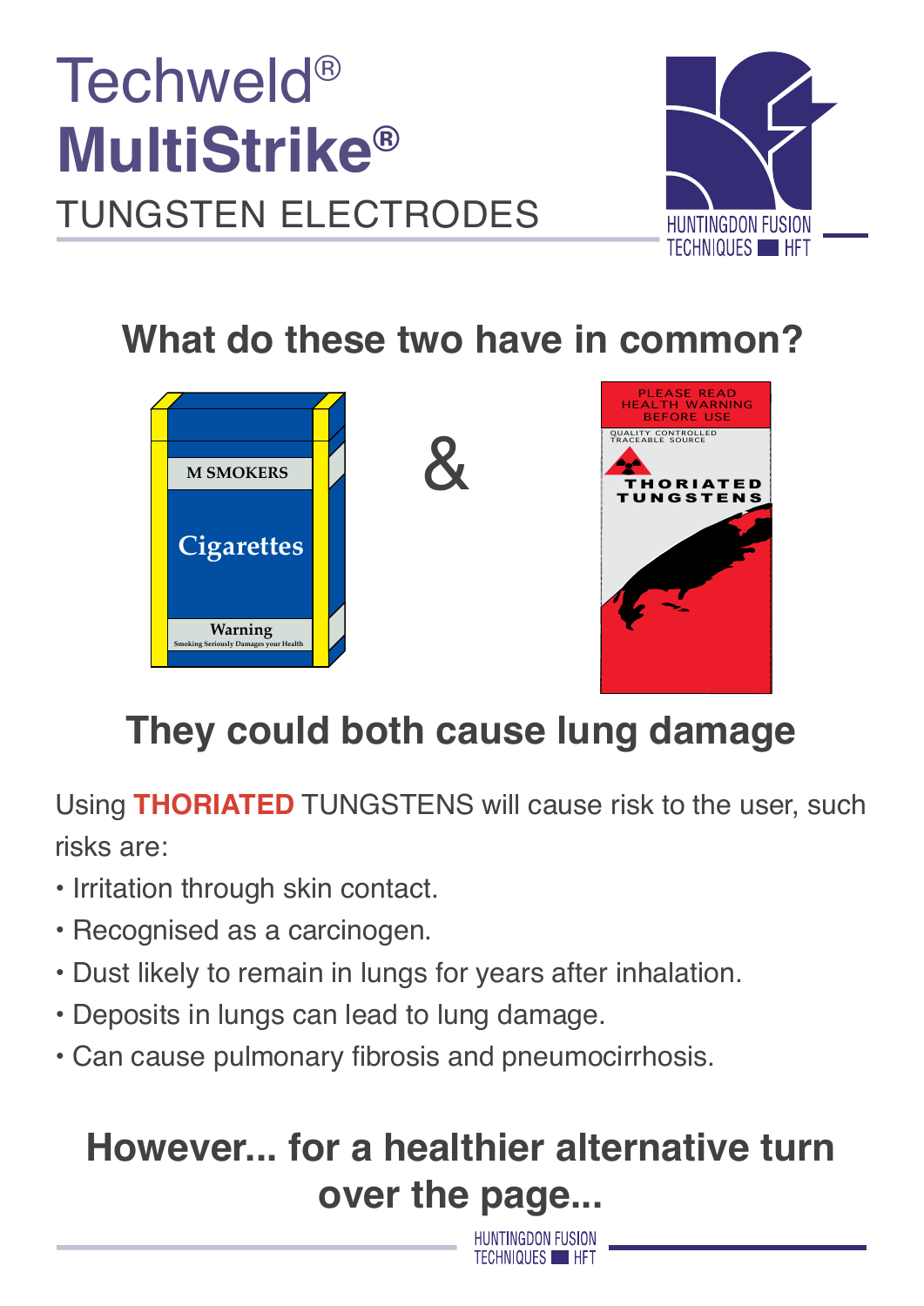# Techweld® MultiStrike®

TUNGSTEN ELECTRODES

HUNTINGDON FUSION TECHNIQUES HFT

## What do these two have in common?

M SMOKERS

Cigarettes

Warning

Smoking Seriously Damages your Health

&

PLEASE READ HEALTH WARNING BEFORE USE

QUALITY CONTROLLED TRACEABLE SOURCE

THORIATED TUNGSTENS

## They could both cause lung damage

Using **THORIATED** TUNGSTENS will cause risk to the user, such risks are:

- Irritation through skin contact.
- Recognised as a carcinogen.
- Dust likely to remain in lungs for years after inhalation.
- Deposits in lungs can lead to lung damage.
- Can cause pulmonary fibrosis and pneumocirrhosis.

## However... for a healthier alternative turn over the page...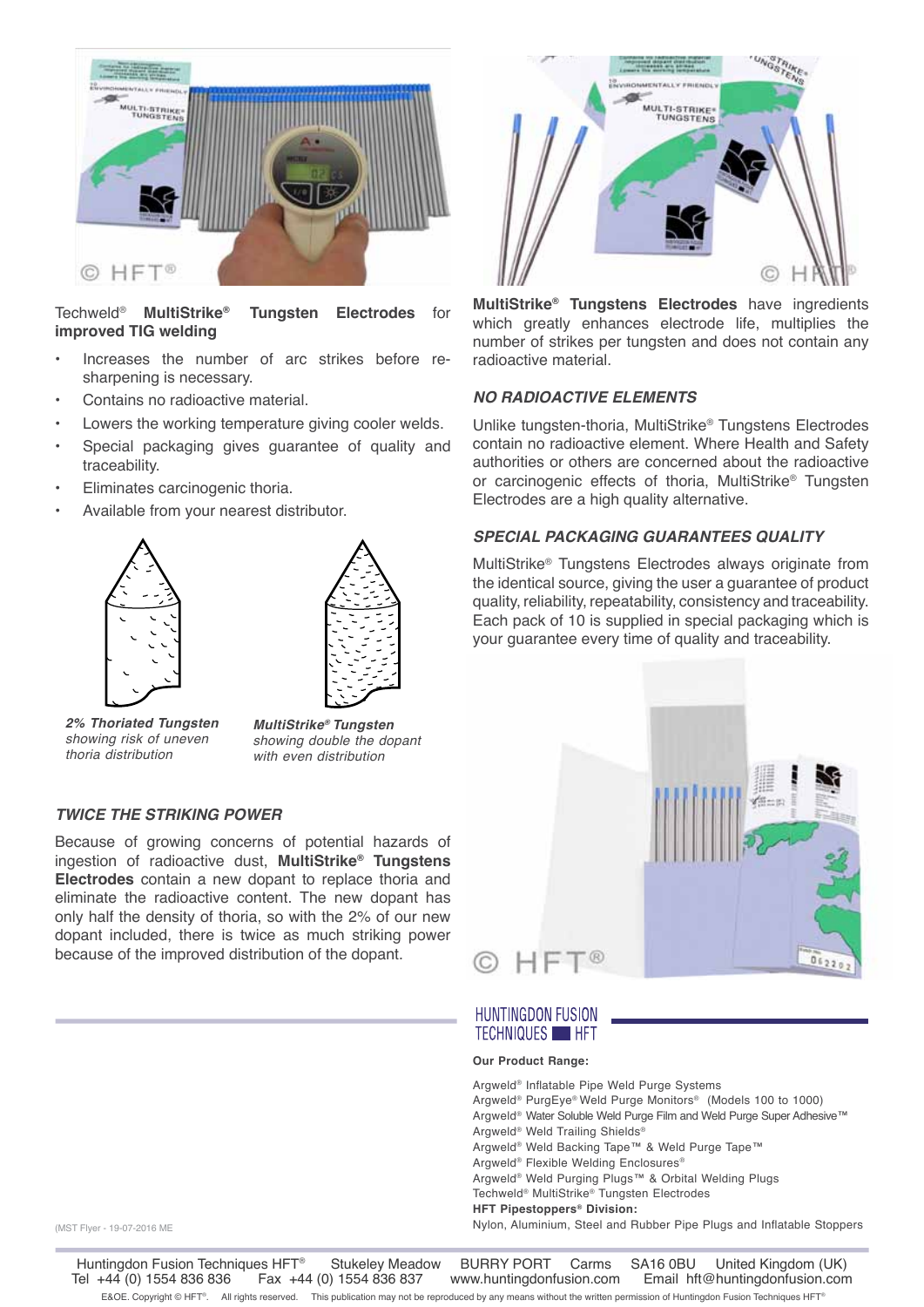Techweld® **MultiStrike® Tungsten Electrodes** for **improved TIG welding**

- Increases the number of arc strikes before re-sharpening is necessary.
- Contains no radioactive material.
- Lowers the working temperature giving cooler welds.
- Special packaging gives guarantee of quality and traceability.
- Eliminates carcinogenic thoria.
- Available from your nearest distributor.

***2% Thoriated Tungsten*** *showing risk of uneven thoria distribution*

***MultiStrike® Tungsten*** *showing double the dopant with even distribution*

### *TWICE THE STRIKING POWER*

Because of growing concerns of potential hazards of ingestion of radioactive dust, **MultiStrike® Tungstens Electrodes** contain a new dopant to replace thoria and eliminate the radioactive content. The new dopant has only half the density of thoria, so with the 2% of our new dopant included, there is twice as much striking power because of the improved distribution of the dopant.

**MultiStrike® Tungstens Electrodes** have ingredients which greatly enhances electrode life, multiplies the number of strikes per tungsten and does not contain any radioactive material.

### *NO RADIOACTIVE ELEMENTS*

Unlike tungsten-thoria, MultiStrike® Tungstens Electrodes contain no radioactive element. Where Health and Safety authorities or others are concerned about the radioactive or carcinogenic effects of thoria, MultiStrike® Tungsten Electrodes are a high quality alternative.

### *SPECIAL PACKAGING GUARANTEES QUALITY*

MultiStrike® Tungstens Electrodes always originate from the identical source, giving the user a guarantee of product quality, reliability, repeatability, consistency and traceability. Each pack of 10 is supplied in special packaging which is your guarantee every time of quality and traceability.

HUNTINGDON FUSION TECHNIQUES HFT

**Our Product Range:**

Argweld® Inflatable Pipe Weld Purge Systems
Argweld® PurgEye® Weld Purge Monitors® (Models 100 to 1000)
Argweld® Water Soluble Weld Purge Film and Weld Purge Super Adhesive™
Argweld® Weld Trailing Shields®
Argweld® Weld Backing Tape™ & Weld Purge Tape™
Argweld® Flexible Welding Enclosures®
Argweld® Weld Purging Plugs™ & Orbital Welding Plugs
Techweld® MultiStrike® Tungsten Electrodes
**HFT Pipestoppers® Division:**
Nylon, Aluminium, Steel and Rubber Pipe Plugs and Inflatable Stoppers

(MST Flyer - 19-07-2016 ME

Huntingdon Fusion Techniques HFT® Stukeley Meadow BURRY PORT Carms SA16 0BU United Kingdom (UK)
Tel +44 (0) 1554 836 836 Fax +44 (0) 1554 836 837 www.huntingdonfusion.com Email hft@huntingdonfusion.com

E&OE. Copyright © HFT®. All rights reserved. This publication may not be reproduced by any means without the written permission of Huntingdon Fusion Techniques HFT®